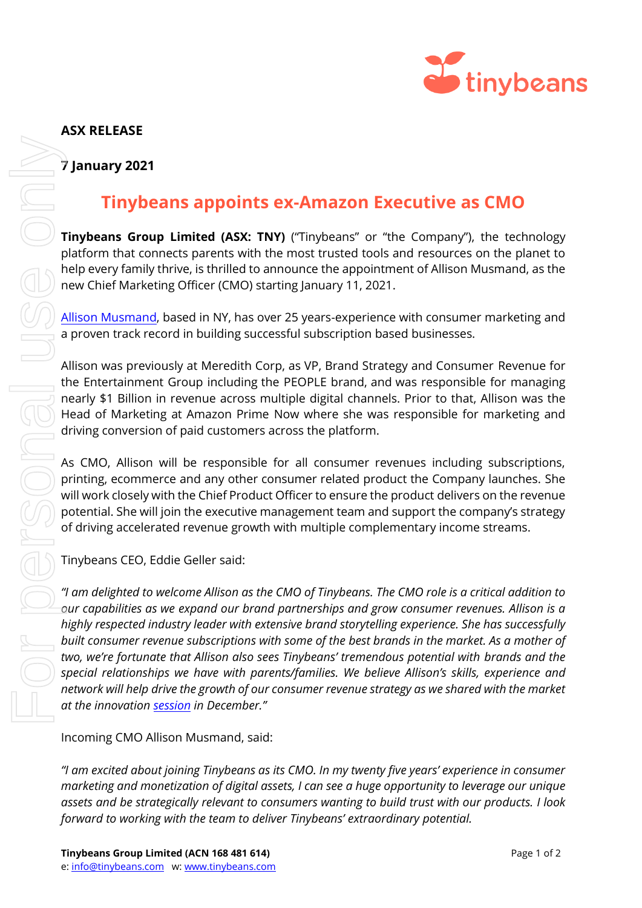**ASX RELEASE**

**7 January 2021**

# Tinybeans appoints ex-Amazon Executive as CMO

**Tinybeans Group Limited (ASX: TNY)** ("Tinybeans" or "the Company"), the technology platform that connects parents with the most trusted tools and resources on the planet to help every family thrive, is thrilled to announce the appointment of Allison Musmand, as the new Chief Marketing Officer (CMO) starting January 11, 2021.

Allison Musmand, based in NY, has over 25 years-experience with consumer marketing and a proven track record in building successful subscription based businesses.

Allison was previously at Meredith Corp, as VP, Brand Strategy and Consumer Revenue for the Entertainment Group including the PEOPLE brand, and was responsible for managing nearly $1 Billion in revenue across multiple digital channels. Prior to that, Allison was the Head of Marketing at Amazon Prime Now where she was responsible for marketing and driving conversion of paid customers across the platform.

As CMO, Allison will be responsible for all consumer revenues including subscriptions, printing, ecommerce and any other consumer related product the Company launches. She will work closely with the Chief Product Officer to ensure the product delivers on the revenue potential. She will join the executive management team and support the company's strategy of driving accelerated revenue growth with multiple complementary income streams.

Tinybeans CEO, Eddie Geller said:

*"I am delighted to welcome Allison as the CMO of Tinybeans. The CMO role is a critical addition to our capabilities as we expand our brand partnerships and grow consumer revenues. Allison is a highly respected industry leader with extensive brand storytelling experience. She has successfully built consumer revenue subscriptions with some of the best brands in the market. As a mother of two, we're fortunate that Allison also sees Tinybeans' tremendous potential with brands and the special relationships we have with parents/families. We believe Allison's skills, experience and network will help drive the growth of our consumer revenue strategy as we shared with the market at the innovation session in December."*

Incoming CMO Allison Musmand, said:

*"I am excited about joining Tinybeans as its CMO. In my twenty five years' experience in consumer marketing and monetization of digital assets, I can see a huge opportunity to leverage our unique assets and be strategically relevant to consumers wanting to build trust with our products. I look forward to working with the team to deliver Tinybeans' extraordinary potential.*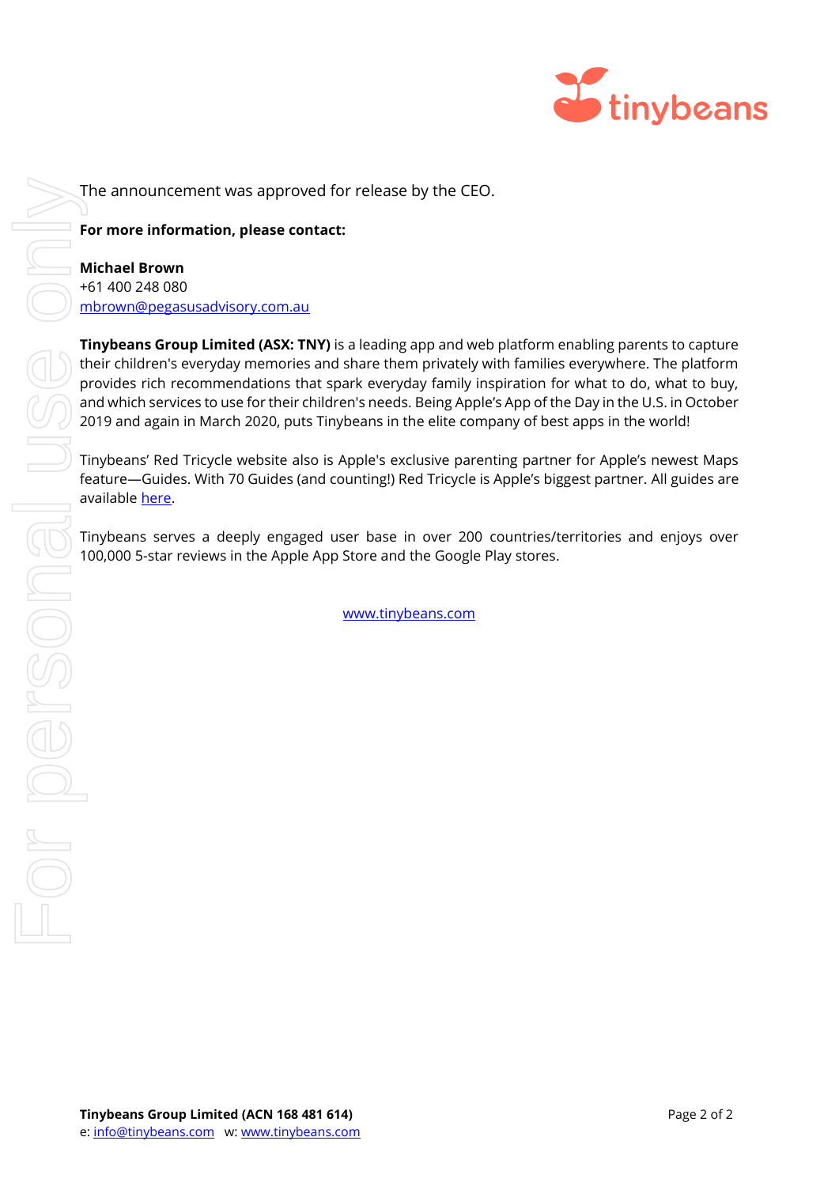The announcement was approved for release by the CEO.

**For more information, please contact:**

**Michael Brown**
+61 400 248 080
mbrown@pegasusadvisory.com.au

**Tinybeans Group Limited (ASX: TNY)** is a leading app and web platform enabling parents to capture their children's everyday memories and share them privately with families everywhere. The platform provides rich recommendations that spark everyday family inspiration for what to do, what to buy, and which services to use for their children's needs. Being Apple's App of the Day in the U.S. in October 2019 and again in March 2020, puts Tinybeans in the elite company of best apps in the world!

Tinybeans' Red Tricycle website also is Apple's exclusive parenting partner for Apple's newest Maps feature—Guides. With 70 Guides (and counting!) Red Tricycle is Apple's biggest partner. All guides are available here.

Tinybeans serves a deeply engaged user base in over 200 countries/territories and enjoys over 100,000 5-star reviews in the Apple App Store and the Google Play stores.

www.tinybeans.com

**Tinybeans Group Limited (ACN 168 481 614)**
e: info@tinybeans.com w: www.tinybeans.com